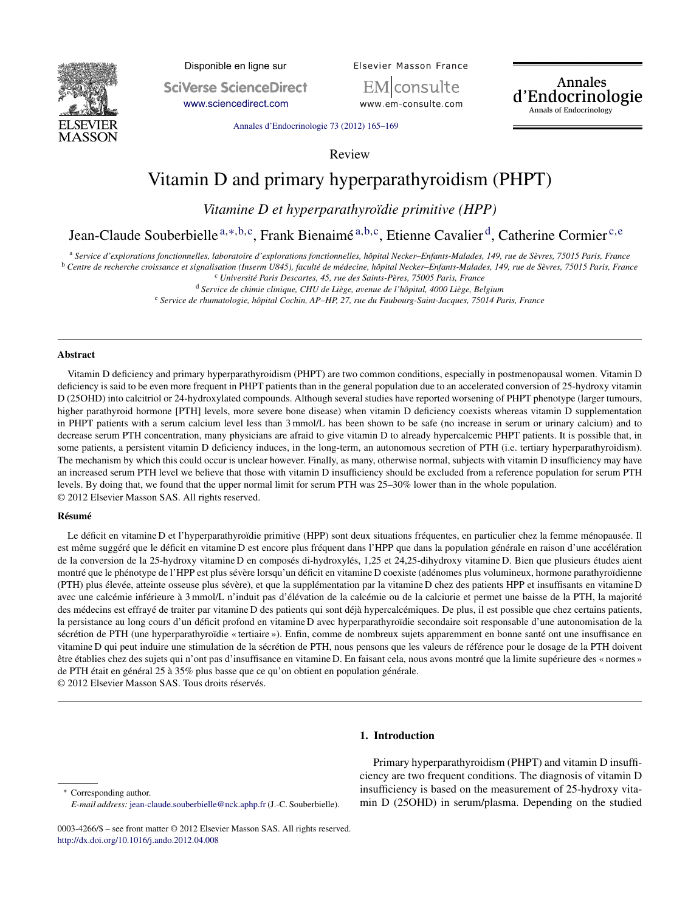Review

# Vitamin D and primary hyperparathyroidism (PHPT)

*Vitamine D et hyperparathyroïdie primitive (HPP)*

Jean-Claude Souberbielle[a,*,b,c], Frank Bienaimé[a,b,c], Etienne Cavalier[d], Catherine Cormier[c,e]

[a] *Service d'explorations fonctionnelles, laboratoire d'explorations fonctionnelles, hôpital Necker–Enfants-Malades, 149, rue de Sèvres, 75015 Paris, France*
[b] *Centre de recherche croissance et signalisation (Inserm U845), faculté de médecine, hôpital Necker–Enfants-Malades, 149, rue de Sèvres, 75015 Paris, France*
[c] *Université Paris Descartes, 45, rue des Saints-Pères, 75005 Paris, France*
[d] *Service de chimie clinique, CHU de Liège, avenue de l'hôpital, 4000 Liège, Belgium*
[e] *Service de rhumatologie, hôpital Cochin, AP–HP, 27, rue du Faubourg-Saint-Jacques, 75014 Paris, France*

### Abstract

Vitamin D deficiency and primary hyperparathyroidism (PHPT) are two common conditions, especially in postmenopausal women. Vitamin D deficiency is said to be even more frequent in PHPT patients than in the general population due to an accelerated conversion of 25-hydroxy vitamin D (25OHD) into calcitriol or 24-hydroxylated compounds. Although several studies have reported worsening of PHPT phenotype (larger tumours, higher parathyroid hormone [PTH] levels, more severe bone disease) when vitamin D deficiency coexists whereas vitamin D supplementation in PHPT patients with a serum calcium level less than 3 mmol/L has been shown to be safe (no increase in serum or urinary calcium) and to decrease serum PTH concentration, many physicians are afraid to give vitamin D to already hypercalcemic PHPT patients. It is possible that, in some patients, a persistent vitamin D deficiency induces, in the long-term, an autonomous secretion of PTH (i.e. tertiary hyperparathyroidism). The mechanism by which this could occur is unclear however. Finally, as many, otherwise normal, subjects with vitamin D insufficiency may have an increased serum PTH level we believe that those with vitamin D insufficiency should be excluded from a reference population for serum PTH levels. By doing that, we found that the upper normal limit for serum PTH was 25–30% lower than in the whole population.

© 2012 Elsevier Masson SAS. All rights reserved.

### Résumé

Le déficit en vitamine D et l'hyperparathyroïdie primitive (HPP) sont deux situations fréquentes, en particulier chez la femme ménopausée. Il est même suggéré que le déficit en vitamine D est encore plus fréquent dans l'HPP que dans la population générale en raison d'une accélération de la conversion de la 25-hydroxy vitamine D en composés di-hydroxylés, 1,25 et 24,25-dihydroxy vitamine D. Bien que plusieurs études aient montré que le phénotype de l'HPP est plus sévère lorsqu'un déficit en vitamine D coexiste (adénomes plus volumineux, hormone parathyroïdienne (PTH) plus élevée, atteinte osseuse plus sévère), et que la supplémentation par la vitamine D chez des patients HPP et insuffisants en vitamine D avec une calcémie inférieure à 3 mmol/L n'induit pas d'élévation de la calcémie ou de la calciurie et permet une baisse de la PTH, la majorité des médecins est effrayé de traiter par vitamine D des patients qui sont déjà hypercalcémiques. De plus, il est possible que chez certains patients, la persistance au long cours d'un déficit profond en vitamine D avec hyperparathyroïdie secondaire soit responsable d'une autonomisation de la sécrétion de PTH (une hyperparathyroïdie « tertiaire »). Enfin, comme de nombreux sujets apparemment en bonne santé ont une insuffisance en vitamine D qui peut induire une stimulation de la sécrétion de PTH, nous pensons que les valeurs de référence pour le dosage de la PTH doivent être établies chez des sujets qui n'ont pas d'insuffisance en vitamine D. En faisant cela, nous avons montré que la limite supérieure des « normes » de PTH était en général 25 à 35% plus basse que ce qu'on obtient en population générale.

© 2012 Elsevier Masson SAS. Tous droits réservés.

## 1. Introduction

Primary hyperparathyroidism (PHPT) and vitamin D insufficiency are two frequent conditions. The diagnosis of vitamin D insufficiency is based on the measurement of 25-hydroxy vitamin D (25OHD) in serum/plasma. Depending on the studied

* Corresponding author.
*E-mail address:* jean-claude.souberbielle@nck.aphp.fr (J.-C. Souberbielle).

0003-4266/$ – see front matter © 2012 Elsevier Masson SAS. All rights reserved.
http://dx.doi.org/10.1016/j.ando.2012.04.008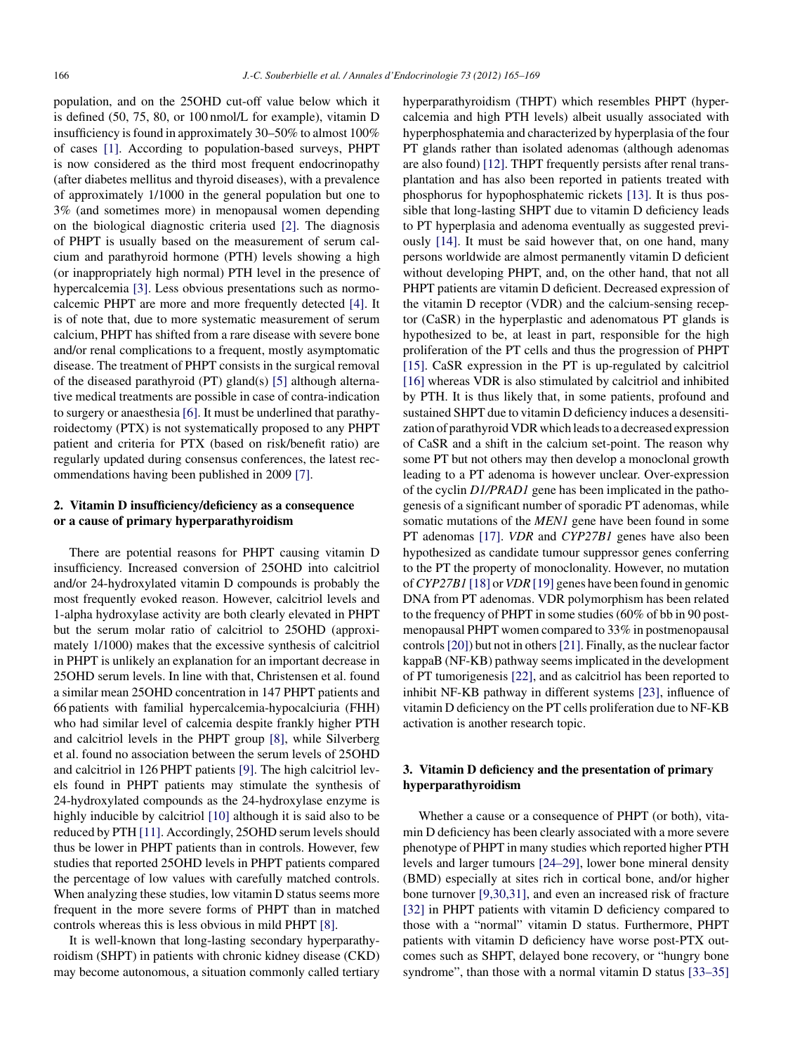population, and on the 25OHD cut-off value below which it is defined (50, 75, 80, or 100 nmol/L for example), vitamin D insufficiency is found in approximately 30–50% to almost 100% of cases [1]. According to population-based surveys, PHPT is now considered as the third most frequent endocrinopathy (after diabetes mellitus and thyroid diseases), with a prevalence of approximately 1/1000 in the general population but one to 3% (and sometimes more) in menopausal women depending on the biological diagnostic criteria used [2]. The diagnosis of PHPT is usually based on the measurement of serum calcium and parathyroid hormone (PTH) levels showing a high (or inappropriately high normal) PTH level in the presence of hypercalcemia [3]. Less obvious presentations such as normocalcemic PHPT are more and more frequently detected [4]. It is of note that, due to more systematic measurement of serum calcium, PHPT has shifted from a rare disease with severe bone and/or renal complications to a frequent, mostly asymptomatic disease. The treatment of PHPT consists in the surgical removal of the diseased parathyroid (PT) gland(s) [5] although alternative medical treatments are possible in case of contra-indication to surgery or anaesthesia [6]. It must be underlined that parathyroidectomy (PTX) is not systematically proposed to any PHPT patient and criteria for PTX (based on risk/benefit ratio) are regularly updated during consensus conferences, the latest recommendations having been published in 2009 [7].

## 2. Vitamin D insufficiency/deficiency as a consequence or a cause of primary hyperparathyroidism

There are potential reasons for PHPT causing vitamin D insufficiency. Increased conversion of 25OHD into calcitriol and/or 24-hydroxylated vitamin D compounds is probably the most frequently evoked reason. However, calcitriol levels and 1-alpha hydroxylase activity are both clearly elevated in PHPT but the serum molar ratio of calcitriol to 25OHD (approximately 1/1000) makes that the excessive synthesis of calcitriol in PHPT is unlikely an explanation for an important decrease in 25OHD serum levels. In line with that, Christensen et al. found a similar mean 25OHD concentration in 147 PHPT patients and 66 patients with familial hypercalcemia-hypocalciuria (FHH) who had similar level of calcemia despite frankly higher PTH and calcitriol levels in the PHPT group [8], while Silverberg et al. found no association between the serum levels of 25OHD and calcitriol in 126 PHPT patients [9]. The high calcitriol levels found in PHPT patients may stimulate the synthesis of 24-hydroxylated compounds as the 24-hydroxylase enzyme is highly inducible by calcitriol [10] although it is said also to be reduced by PTH [11]. Accordingly, 25OHD serum levels should thus be lower in PHPT patients than in controls. However, few studies that reported 25OHD levels in PHPT patients compared the percentage of low values with carefully matched controls. When analyzing these studies, low vitamin D status seems more frequent in the more severe forms of PHPT than in matched controls whereas this is less obvious in mild PHPT [8].

It is well-known that long-lasting secondary hyperparathyroidism (SHPT) in patients with chronic kidney disease (CKD) may become autonomous, a situation commonly called tertiary hyperparathyroidism (THPT) which resembles PHPT (hypercalcemia and high PTH levels) albeit usually associated with hyperphosphatemia and characterized by hyperplasia of the four PT glands rather than isolated adenomas (although adenomas are also found) [12]. THPT frequently persists after renal transplantation and has also been reported in patients treated with phosphorus for hypophosphatemic rickets [13]. It is thus possible that long-lasting SHPT due to vitamin D deficiency leads to PT hyperplasia and adenoma eventually as suggested previously [14]. It must be said however that, on one hand, many persons worldwide are almost permanently vitamin D deficient without developing PHPT, and, on the other hand, that not all PHPT patients are vitamin D deficient. Decreased expression of the vitamin D receptor (VDR) and the calcium-sensing receptor (CaSR) in the hyperplastic and adenomatous PT glands is hypothesized to be, at least in part, responsible for the high proliferation of the PT cells and thus the progression of PHPT [15]. CaSR expression in the PT is up-regulated by calcitriol [16] whereas VDR is also stimulated by calcitriol and inhibited by PTH. It is thus likely that, in some patients, profound and sustained SHPT due to vitamin D deficiency induces a desensitization of parathyroid VDR which leads to a decreased expression of CaSR and a shift in the calcium set-point. The reason why some PT but not others may then develop a monoclonal growth leading to a PT adenoma is however unclear. Over-expression of the cyclin *D1/PRAD1* gene has been implicated in the pathogenesis of a significant number of sporadic PT adenomas, while somatic mutations of the *MEN1* gene have been found in some PT adenomas [17]. *VDR* and *CYP27B1* genes have also been hypothesized as candidate tumour suppressor genes conferring to the PT the property of monoclonality. However, no mutation of *CYP27B1* [18] or *VDR* [19] genes have been found in genomic DNA from PT adenomas. VDR polymorphism has been related to the frequency of PHPT in some studies (60% of bb in 90 postmenopausal PHPT women compared to 33% in postmenopausal controls [20]) but not in others [21]. Finally, as the nuclear factor kappaB (NF-KB) pathway seems implicated in the development of PT tumorigenesis [22], and as calcitriol has been reported to inhibit NF-KB pathway in different systems [23], influence of vitamin D deficiency on the PT cells proliferation due to NF-KB activation is another research topic.

## 3. Vitamin D deficiency and the presentation of primary hyperparathyroidism

Whether a cause or a consequence of PHPT (or both), vitamin D deficiency has been clearly associated with a more severe phenotype of PHPT in many studies which reported higher PTH levels and larger tumours [24–29], lower bone mineral density (BMD) especially at sites rich in cortical bone, and/or higher bone turnover [9,30,31], and even an increased risk of fracture [32] in PHPT patients with vitamin D deficiency compared to those with a "normal" vitamin D status. Furthermore, PHPT patients with vitamin D deficiency have worse post-PTX outcomes such as SHPT, delayed bone recovery, or "hungry bone syndrome", than those with a normal vitamin D status [33–35]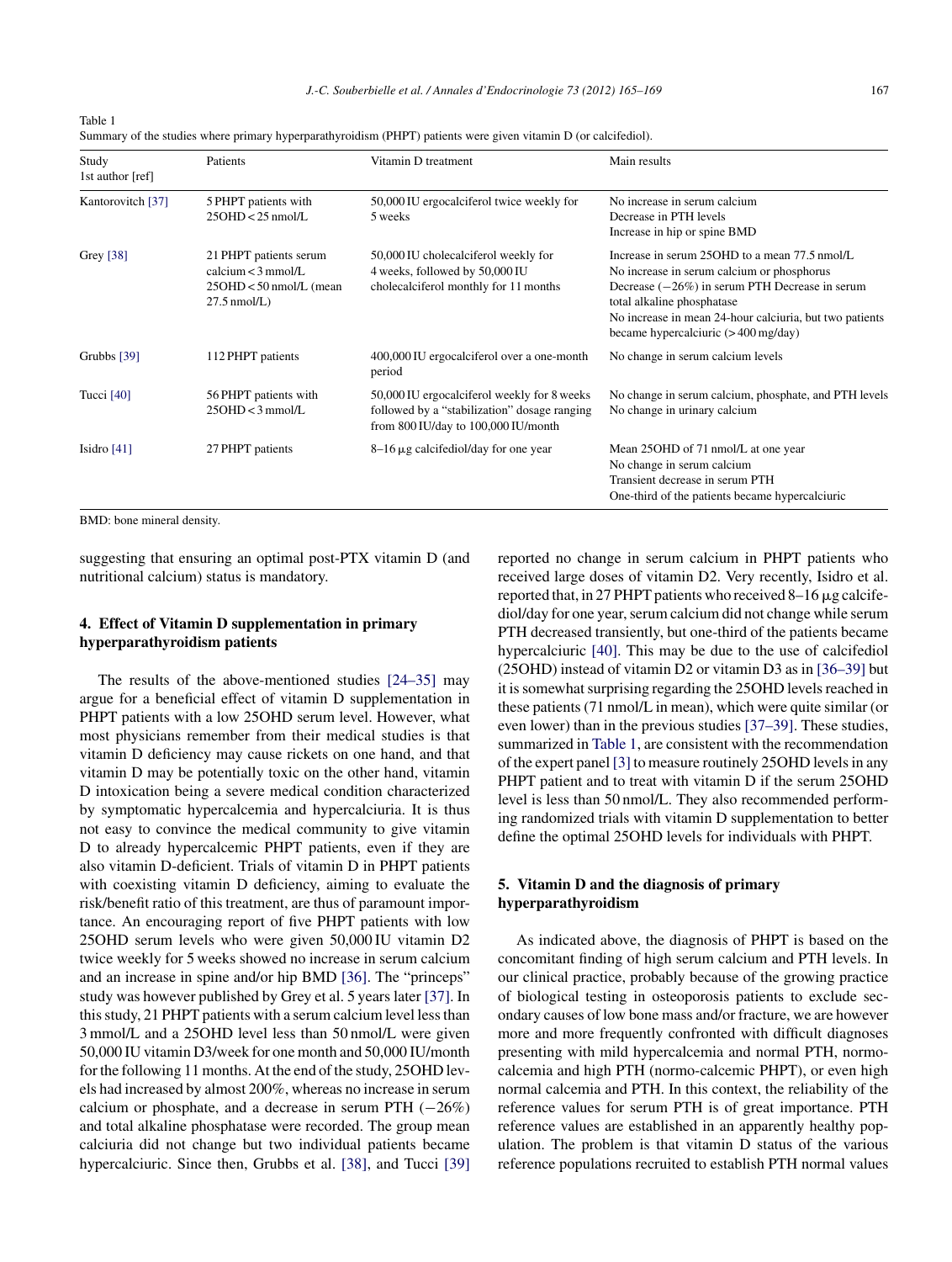Table 1
Summary of the studies where primary hyperparathyroidism (PHPT) patients were given vitamin D (or calcifediol).

| Study 1st author [ref] | Patients | Vitamin D treatment | Main results |
|---|---|---|---|
| Kantorovitch [37] | 5 PHPT patients with 25OHD < 25 nmol/L | 50,000 IU ergocalciferol twice weekly for 5 weeks | No increase in serum calcium<br>Decrease in PTH levels<br>Increase in hip or spine BMD |
| Grey [38] | 21 PHPT patients serum calcium < 3 mmol/L 25OHD < 50 nmol/L (mean 27.5 nmol/L) | 50,000 IU cholecalciferol weekly for 4 weeks, followed by 50,000 IU cholecalciferol monthly for 11 months | Increase in serum 25OHD to a mean 77.5 nmol/L<br>No increase in serum calcium or phosphorus<br>Decrease (−26%) in serum PTH Decrease in serum total alkaline phosphatase<br>No increase in mean 24-hour calciuria, but two patients became hypercalciuric (> 400 mg/day) |
| Grubbs [39] | 112 PHPT patients | 400,000 IU ergocalciferol over a one-month period | No change in serum calcium levels |
| Tucci [40] | 56 PHPT patients with 25OHD < 3 mmol/L | 50,000 IU ergocalciferol weekly for 8 weeks followed by a "stabilization" dosage ranging from 800 IU/day to 100,000 IU/month | No change in serum calcium, phosphate, and PTH levels<br>No change in urinary calcium |
| Isidro [41] | 27 PHPT patients | 8–16 μg calcifediol/day for one year | Mean 25OHD of 71 nmol/L at one year<br>No change in serum calcium<br>Transient decrease in serum PTH<br>One-third of the patients became hypercalciuric |

BMD: bone mineral density.

suggesting that ensuring an optimal post-PTX vitamin D (and nutritional calcium) status is mandatory.

## 4. Effect of Vitamin D supplementation in primary hyperparathyroidism patients

The results of the above-mentioned studies [24–35] may argue for a beneficial effect of vitamin D supplementation in PHPT patients with a low 25OHD serum level. However, what most physicians remember from their medical studies is that vitamin D deficiency may cause rickets on one hand, and that vitamin D may be potentially toxic on the other hand, vitamin D intoxication being a severe medical condition characterized by symptomatic hypercalcemia and hypercalciuria. It is thus not easy to convince the medical community to give vitamin D to already hypercalcemic PHPT patients, even if they are also vitamin D-deficient. Trials of vitamin D in PHPT patients with coexisting vitamin D deficiency, aiming to evaluate the risk/benefit ratio of this treatment, are thus of paramount importance. An encouraging report of five PHPT patients with low 25OHD serum levels who were given 50,000 IU vitamin D2 twice weekly for 5 weeks showed no increase in serum calcium and an increase in spine and/or hip BMD [36]. The "princeps" study was however published by Grey et al. 5 years later [37]. In this study, 21 PHPT patients with a serum calcium level less than 3 mmol/L and a 25OHD level less than 50 nmol/L were given 50,000 IU vitamin D3/week for one month and 50,000 IU/month for the following 11 months. At the end of the study, 25OHD levels had increased by almost 200%, whereas no increase in serum calcium or phosphate, and a decrease in serum PTH (−26%) and total alkaline phosphatase were recorded. The group mean calciuria did not change but two individual patients became hypercalciuric. Since then, Grubbs et al. [38], and Tucci [39] reported no change in serum calcium in PHPT patients who received large doses of vitamin D2. Very recently, Isidro et al. reported that, in 27 PHPT patients who received 8–16 μg calcifediol/day for one year, serum calcium did not change while serum PTH decreased transiently, but one-third of the patients became hypercalciuric [40]. This may be due to the use of calcifediol (25OHD) instead of vitamin D2 or vitamin D3 as in [36–39] but it is somewhat surprising regarding the 25OHD levels reached in these patients (71 nmol/L in mean), which were quite similar (or even lower) than in the previous studies [37–39]. These studies, summarized in Table 1, are consistent with the recommendation of the expert panel [3] to measure routinely 25OHD levels in any PHPT patient and to treat with vitamin D if the serum 25OHD level is less than 50 nmol/L. They also recommended performing randomized trials with vitamin D supplementation to better define the optimal 25OHD levels for individuals with PHPT.

## 5. Vitamin D and the diagnosis of primary hyperparathyroidism

As indicated above, the diagnosis of PHPT is based on the concomitant finding of high serum calcium and PTH levels. In our clinical practice, probably because of the growing practice of biological testing in osteoporosis patients to exclude secondary causes of low bone mass and/or fracture, we are however more and more frequently confronted with difficult diagnoses presenting with mild hypercalcemia and normal PTH, normocalcemia and high PTH (normo-calcemic PHPT), or even high normal calcemia and PTH. In this context, the reliability of the reference values for serum PTH is of great importance. PTH reference values are established in an apparently healthy population. The problem is that vitamin D status of the various reference populations recruited to establish PTH normal values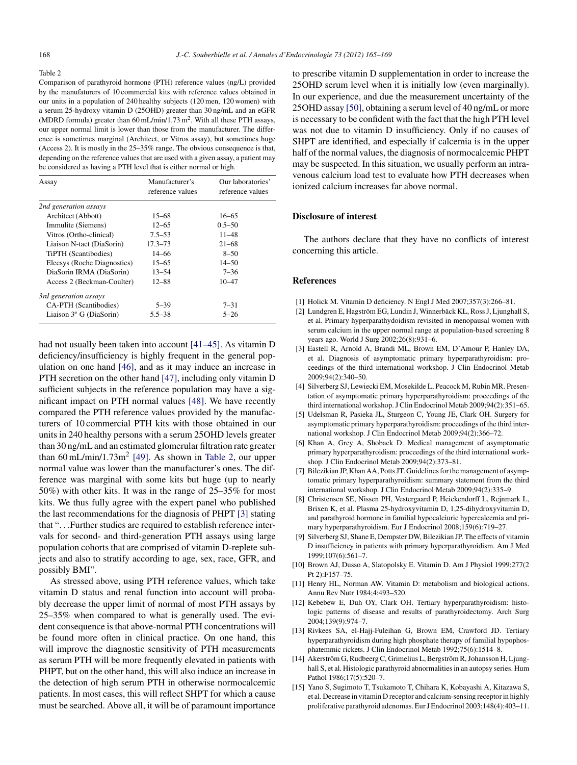Table 2

Comparison of parathyroid hormone (PTH) reference values (ng/L) provided by the manufaturers of 10 commercial kits with reference values obtained in our units in a population of 240 healthy subjects (120 men, 120 women) with a serum 25-hydroxy vitamin D (25OHD) greater than 30 ng/mL and an eGFR (MDRD formula) greater than 60 mL/min/1.73 m$^2$. With all these PTH assays, our upper normal limit is lower than those from the manufacturer. The difference is sometimes marginal (Architect, or Vitros assay), but sometimes huge (Access 2). It is mostly in the 25–35% range. The obvious consequence is that, depending on the reference values that are used with a given assay, a patient may be considered as having a PTH level that is either normal or high.

| Assay | Manufacturer's reference values | Our laboratories' reference values |
|---|---|---|
| *2nd generation assays* | | |
| Architect (Abbott) | 15–68 | 16–65 |
| Immulite (Siemens) | 12–65 | 0.5–50 |
| Vitros (Ortho-clinical) | 7.5–53 | 11–48 |
| Liaison N-tact (DiaSorin) | 17.3–73 | 21–68 |
| TiPTH (Scantibodies) | 14–66 | 8–50 |
| Elecsys (Roche Diagnostics) | 15–65 | 14–50 |
| DiaSorin IRMA (DiaSorin) | 13–54 | 7–36 |
| Access 2 (Beckman-Coulter) | 12–88 | 10–47 |
| *3rd generation assays* | | |
| CA-PTH (Scantibodies) | 5–39 | 7–31 |
| Liaison 3$^e$ G (DiaSorin) | 5.5–38 | 5–26 |

had not usually been taken into account [41–45]. As vitamin D deficiency/insufficiency is highly frequent in the general population on one hand [46], and as it may induce an increase in PTH secretion on the other hand [47], including only vitamin D sufficient subjects in the reference population may have a significant impact on PTH normal values [48]. We have recently compared the PTH reference values provided by the manufacturers of 10 commercial PTH kits with those obtained in our units in 240 healthy persons with a serum 25OHD levels greater than 30 ng/mL and an estimated glomerular filtration rate greater than 60 mL/min/1.73m$^2$ [49]. As shown in Table 2, our upper normal value was lower than the manufacturer's ones. The difference was marginal with some kits but huge (up to nearly 50%) with other kits. It was in the range of 25–35% for most kits. We thus fully agree with the expert panel who published the last recommendations for the diagnosis of PHPT [3] stating that "...Further studies are required to establish reference intervals for second- and third-generation PTH assays using large population cohorts that are comprised of vitamin D-replete subjects and also to stratify according to age, sex, race, GFR, and possibly BMI".

As stressed above, using PTH reference values, which take vitamin D status and renal function into account will probably decrease the upper limit of normal of most PTH assays by 25–35% when compared to what is generally used. The evident consequence is that above-normal PTH concentrations will be found more often in clinical practice. On one hand, this will improve the diagnostic sensitivity of PTH measurements as serum PTH will be more frequently elevated in patients with PHPT, but on the other hand, this will also induce an increase in the detection of high serum PTH in otherwise normocalcemic patients. In most cases, this will reflect SHPT for which a cause must be searched. Above all, it will be of paramount importance to prescribe vitamin D supplementation in order to increase the 25OHD serum level when it is initially low (even marginally). In our experience, and due the measurement uncertainty of the 25OHD assay [50], obtaining a serum level of 40 ng/mL or more is necessary to be confident with the fact that the high PTH level was not due to vitamin D insufficiency. Only if no causes of SHPT are identified, and especially if calcemia is in the upper half of the normal values, the diagnosis of normocalcemic PHPT may be suspected. In this situation, we usually perform an intravenous calcium load test to evaluate how PTH decreases when ionized calcium increases far above normal.

## Disclosure of interest

The authors declare that they have no conflicts of interest concerning this article.

## References

[1] Holick M. Vitamin D deficiency. N Engl J Med 2007;357(3):266–81.

[2] Lundgren E, Hagström EG, Lundin J, Winnerbäck KL, Ross J, Ljunghall S, et al. Primary hyperparathydoidism revisited in menopausal women with serum calcium in the upper normal range at population-based screening 8 years ago. World J Surg 2002;26(8):931–6.

[3] Eastell R, Arnold A, Brandi ML, Brown EM, D'Amour P, Hanley DA, et al. Diagnosis of asymptomatic primary hyperparathyroidism: proceedings of the third international workshop. J Clin Endocrinol Metab 2009;94(2):340–50.

[4] Silverberg SJ, Lewiecki EM, Mosekilde L, Peacock M, Rubin MR. Presentation of asymptomatic primary hyperparathyroidism: proceedings of the third international workshop. J Clin Endocrinol Metab 2009;94(2):351–65.

[5] Udelsman R, Pasieka JL, Sturgeon C, Young JE, Clark OH. Surgery for asymptomatic primary hyperparathyroidism: proceedings of the third international workshop. J Clin Endocrinol Metab 2009;94(2):366–72.

[6] Khan A, Grey A, Shoback D. Medical management of asymptomatic primary hyperparathyroidism: proceedings of the third international workshop. J Clin Endocrinol Metab 2009;94(2):373–81.

[7] Bilezikian JP, Khan AA, Potts JT. Guidelines for the management of asymptomatic primary hyperparathyroidism: summary statement from the third international workshop. J Clin Endocrinol Metab 2009;94(2):335–9.

[8] Christensen SE, Nissen PH, Vestergaard P, Heickendorff L, Rejnmark L, Brixen K, et al. Plasma 25-hydroxyvitamin D, 1,25-dihydroxyvitamin D, and parathyroid hormone in familial hypocalciuric hypercalcemia and primary hyperparathyroidism. Eur J Endocrinol 2008;159(6):719–27.

[9] Silverberg SJ, Shane E, Dempster DW, Bilezikian JP. The effects of vitamin D insufficiency in patients with primary hyperparathyroidism. Am J Med 1999;107(6):561–7.

[10] Brown AJ, Dusso A, Slatopolsky E. Vitamin D. Am J Physiol 1999;277(2 Pt 2):F157–75.

[11] Henry HL, Norman AW. Vitamin D: metabolism and biological actions. Annu Rev Nutr 1984;4:493–520.

[12] Kebebew E, Duh OY, Clark OH. Tertiary hyperparathyroidism: histologic patterns of disease and results of parathyroidectomy. Arch Surg 2004;139(9):974–7.

[13] Rivkees SA, el-Hajj-Fuleihan G, Brown EM, Crawford JD. Tertiary hyperparathyroidism during high phosphate therapy of familial hypophosphatemmic rickets. J Clin Endocrinol Metab 1992;75(6):1514–8.

[14] Akerström G, Rudbeerg C, Grimelius L, Bergström R, Johansson H, Ljunghall S, et al. Histologic parathyroid abnormalities in an autopsy series. Hum Pathol 1986;17(5):520–7.

[15] Yano S, Sugimoto T, Tsukamoto T, Chihara K, Kobayashi A, Kitazawa S, et al. Decrease in vitamin D receptor and calcium-sensing receptor in highly proliferative parathyroid adenomas. Eur J Endocrinol 2003;148(4):403–11.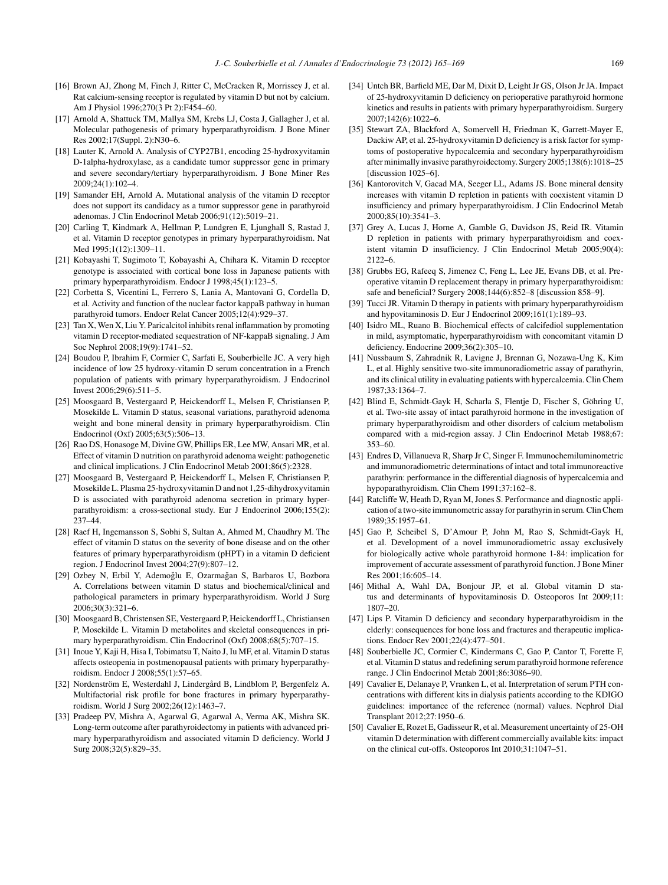[16] Brown AJ, Zhong M, Finch J, Ritter C, McCracken R, Morrissey J, et al. Rat calcium-sensing receptor is regulated by vitamin D but not by calcium. Am J Physiol 1996;270(3 Pt 2):F454–60.

[17] Arnold A, Shattuck TM, Mallya SM, Krebs LJ, Costa J, Gallagher J, et al. Molecular pathogenesis of primary hyperparathyroidism. J Bone Miner Res 2002;17(Suppl. 2):N30–6.

[18] Lauter K, Arnold A. Analysis of CYP27B1, encoding 25-hydroxyvitamin D-1alpha-hydroxylase, as a candidate tumor suppressor gene in primary and severe secondary/tertiary hyperparathyroidism. J Bone Miner Res 2009;24(1):102–4.

[19] Samander EH, Arnold A. Mutational analysis of the vitamin D receptor does not support its candidacy as a tumor suppressor gene in parathyroid adenomas. J Clin Endocrinol Metab 2006;91(12):5019–21.

[20] Carling T, Kindmark A, Hellman P, Lundgren E, Ljunghall S, Rastad J, et al. Vitamin D receptor genotypes in primary hyperparathyroidism. Nat Med 1995;1(12):1309–11.

[21] Kobayashi T, Sugimoto T, Kobayashi A, Chihara K. Vitamin D receptor genotype is associated with cortical bone loss in Japanese patients with primary hyperparathyroidism. Endocr J 1998;45(1):123–5.

[22] Corbetta S, Vicentini L, Ferrero S, Lania A, Mantovani G, Cordella D, et al. Activity and function of the nuclear factor kappaB pathway in human parathyroid tumors. Endocr Relat Cancer 2005;12(4):929–37.

[23] Tan X, Wen X, Liu Y. Paricalcitol inhibits renal inflammation by promoting vitamin D receptor-mediated sequestration of NF-kappaB signaling. J Am Soc Nephrol 2008;19(9):1741–52.

[24] Boudou P, Ibrahim F, Cormier C, Sarfati E, Souberbielle JC. A very high incidence of low 25 hydroxy-vitamin D serum concentration in a French population of patients with primary hyperparathyroidism. J Endocrinol Invest 2006;29(6):511–5.

[25] Moosgaard B, Vestergaard P, Heickendorff L, Melsen F, Christiansen P, Mosekilde L. Vitamin D status, seasonal variations, parathyroid adenoma weight and bone mineral density in primary hyperparathyroidism. Clin Endocrinol (Oxf) 2005;63(5):506–13.

[26] Rao DS, Honasoge M, Divine GW, Phillips ER, Lee MW, Ansari MR, et al. Effect of vitamin D nutrition on parathyroid adenoma weight: pathogenetic and clinical implications. J Clin Endocrinol Metab 2001;86(5):2328.

[27] Moosgaard B, Vestergaard P, Heickendorff L, Melsen F, Christiansen P, Mosekilde L. Plasma 25-hydroxyvitamin D and not 1,25-dihydroxyvitamin D is associated with parathyroid adenoma secretion in primary hyperparathyroidism: a cross-sectional study. Eur J Endocrinol 2006;155(2): 237–44.

[28] Raef H, Ingemansson S, Sobhi S, Sultan A, Ahmed M, Chaudhry M. The effect of vitamin D status on the severity of bone disease and on the other features of primary hyperparathyroidism (pHPT) in a vitamin D deficient region. J Endocrinol Invest 2004;27(9):807–12.

[29] Ozbey N, Erbil Y, Ademoğlu E, Ozarmağan S, Barbaros U, Bozbora A. Correlations between vitamin D status and biochemical/clinical and pathological parameters in primary hyperparathyroidism. World J Surg 2006;30(3):321–6.

[30] Moosgaard B, Christensen SE, Vestergaard P, Heickendorff L, Christiansen P, Mosekilde L. Vitamin D metabolites and skeletal consequences in primary hyperparathyroidism. Clin Endocrinol (Oxf) 2008;68(5):707–15.

[31] Inoue Y, Kaji H, Hisa I, Tobimatsu T, Naito J, Iu MF, et al. Vitamin D status affects osteopenia in postmenopausal patients with primary hyperparathyroidism. Endocr J 2008;55(1):57–65.

[32] Nordenström E, Westerdahl J, Lindergård B, Lindblom P, Bergenfelz A. Multifactorial risk profile for bone fractures in primary hyperparathyroidism. World J Surg 2002;26(12):1463–7.

[33] Pradeep PV, Mishra A, Agarwal G, Agarwal A, Verma AK, Mishra SK. Long-term outcome after parathyroidectomy in patients with advanced primary hyperparathyroidism and associated vitamin D deficiency. World J Surg 2008;32(5):829–35.

[34] Untch BR, Barfield ME, Dar M, Dixit D, Leight Jr GS, Olson Jr JA. Impact of 25-hydroxyvitamin D deficiency on perioperative parathyroid hormone kinetics and results in patients with primary hyperparathyroidism. Surgery 2007;142(6):1022–6.

[35] Stewart ZA, Blackford A, Somervell H, Friedman K, Garrett-Mayer E, Dackiw AP, et al. 25-hydroxyvitamin D deficiency is a risk factor for symptoms of postoperative hypocalcemia and secondary hyperparathyroidism after minimally invasive parathyroidectomy. Surgery 2005;138(6):1018–25 [discussion 1025–6].

[36] Kantorovitch V, Gacad MA, Seeger LL, Adams JS. Bone mineral density increases with vitamin D repletion in patients with coexistent vitamin D insufficiency and primary hyperparathyroidism. J Clin Endocrinol Metab 2000;85(10):3541–3.

[37] Grey A, Lucas J, Horne A, Gamble G, Davidson JS, Reid IR. Vitamin D repletion in patients with primary hyperparathyroidism and coexistent vitamin D insufficiency. J Clin Endocrinol Metab 2005;90(4): 2122–6.

[38] Grubbs EG, Rafeeq S, Jimenez C, Feng L, Lee JE, Evans DB, et al. Preoperative vitamin D replacement therapy in primary hyperparathyroidism: safe and beneficial? Surgery 2008;144(6):852–8 [discussion 858–9].

[39] Tucci JR. Vitamin D therapy in patients with primary hyperparathyroidism and hypovitaminosis D. Eur J Endocrinol 2009;161(1):189–93.

[40] Isidro ML, Ruano B. Biochemical effects of calcifediol supplementation in mild, asymptomatic, hyperparathyroidism with concomitant vitamin D deficiency. Endocrine 2009;36(2):305–10.

[41] Nussbaum S, Zahradnik R, Lavigne J, Brennan G, Nozawa-Ung K, Kim L, et al. Highly sensitive two-site immunoradiometric assay of parathyrin, and its clinical utility in evaluating patients with hypercalcemia. Clin Chem 1987;33:1364–7.

[42] Blind E, Schmidt-Gayk H, Scharla S, Flentje D, Fischer S, Göhring U, et al. Two-site assay of intact parathyroid hormone in the investigation of primary hyperparathyroidism and other disorders of calcium metabolism compared with a mid-region assay. J Clin Endocrinol Metab 1988;67: 353–60.

[43] Endres D, Villanueva R, Sharp Jr C, Singer F. Immunochemiluminometric and immunoradiometric determinations of intact and total immunoreactive parathyrin: performance in the differential diagnosis of hypercalcemia and hypoparathyroidism. Clin Chem 1991;37:162–8.

[44] Ratcliffe W, Heath D, Ryan M, Jones S. Performance and diagnostic application of a two-site immunometric assay for parathyrin in serum. Clin Chem 1989;35:1957–61.

[45] Gao P, Scheibel S, D'Amour P, John M, Rao S, Schmidt-Gayk H, et al. Development of a novel immunoradiometric assay exclusively for biologically active whole parathyroid hormone 1-84: implication for improvement of accurate assessment of parathyroid function. J Bone Miner Res 2001;16:605–14.

[46] Mithal A, Wahl DA, Bonjour JP, et al. Global vitamin D status and determinants of hypovitaminosis D. Osteoporos Int 2009;11: 1807–20.

[47] Lips P. Vitamin D deficiency and secondary hyperparathyroidism in the elderly: consequences for bone loss and fractures and therapeutic implications. Endocr Rev 2001;22(4):477–501.

[48] Souberbielle JC, Cormier C, Kindermans C, Gao P, Cantor T, Forette F, et al. Vitamin D status and redefining serum parathyroid hormone reference range. J Clin Endocrinol Metab 2001;86:3086–90.

[49] Cavalier E, Delanaye P, Vranken L, et al. Interpretation of serum PTH concentrations with different kits in dialysis patients according to the KDIGO guidelines: importance of the reference (normal) values. Nephrol Dial Transplant 2012;27:1950–6.

[50] Cavalier E, Rozet E, Gadisseur R, et al. Measurement uncertainty of 25-OH vitamin D determination with different commercially available kits: impact on the clinical cut-offs. Osteoporos Int 2010;31:1047–51.